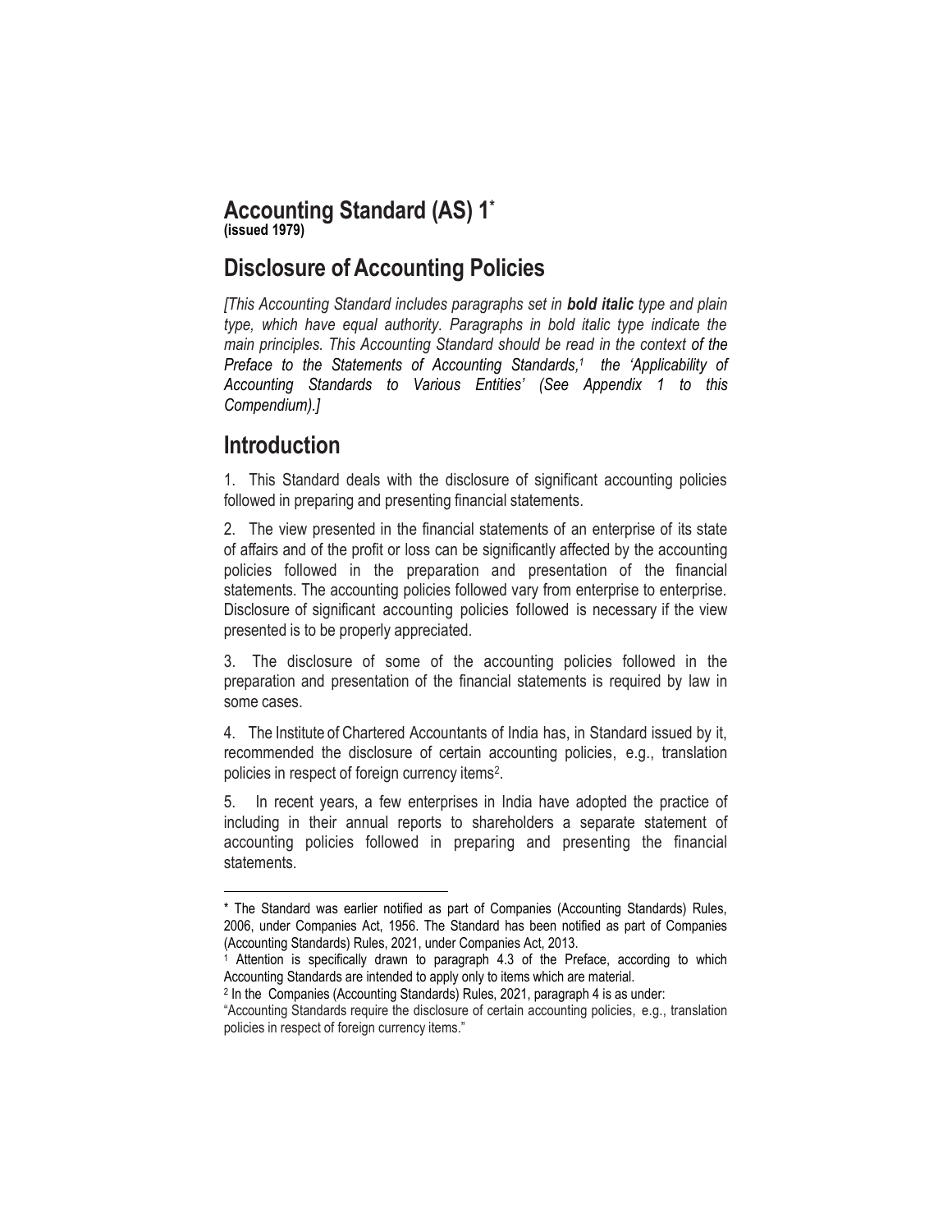# Accounting Standard (AS) 1*

**(issued 1979)**

## Disclosure of Accounting Policies

*[This Accounting Standard includes paragraphs set in **bold italic** type and plain type, which have equal authority. Paragraphs in bold italic type indicate the main principles. This Accounting Standard should be read in the context of the Preface to the Statements of Accounting Standards,[1] the 'Applicability of Accounting Standards to Various Entities' (See Appendix 1 to this Compendium).]*

## Introduction

1. This Standard deals with the disclosure of significant accounting policies followed in preparing and presenting financial statements.

2. The view presented in the financial statements of an enterprise of its state of affairs and of the profit or loss can be significantly affected by the accounting policies followed in the preparation and presentation of the financial statements. The accounting policies followed vary from enterprise to enterprise. Disclosure of significant accounting policies followed is necessary if the view presented is to be properly appreciated.

3. The disclosure of some of the accounting policies followed in the preparation and presentation of the financial statements is required by law in some cases.

4. The Institute of Chartered Accountants of India has, in Standard issued by it, recommended the disclosure of certain accounting policies, e.g., translation policies in respect of foreign currency items[2].

5. In recent years, a few enterprises in India have adopted the practice of including in their annual reports to shareholders a separate statement of accounting policies followed in preparing and presenting the financial statements.

---

* The Standard was earlier notified as part of Companies (Accounting Standards) Rules, 2006, under Companies Act, 1956. The Standard has been notified as part of Companies (Accounting Standards) Rules, 2021, under Companies Act, 2013.

[1] Attention is specifically drawn to paragraph 4.3 of the Preface, according to which Accounting Standards are intended to apply only to items which are material.

[2] In the Companies (Accounting Standards) Rules, 2021, paragraph 4 is as under:

"Accounting Standards require the disclosure of certain accounting policies, e.g., translation policies in respect of foreign currency items."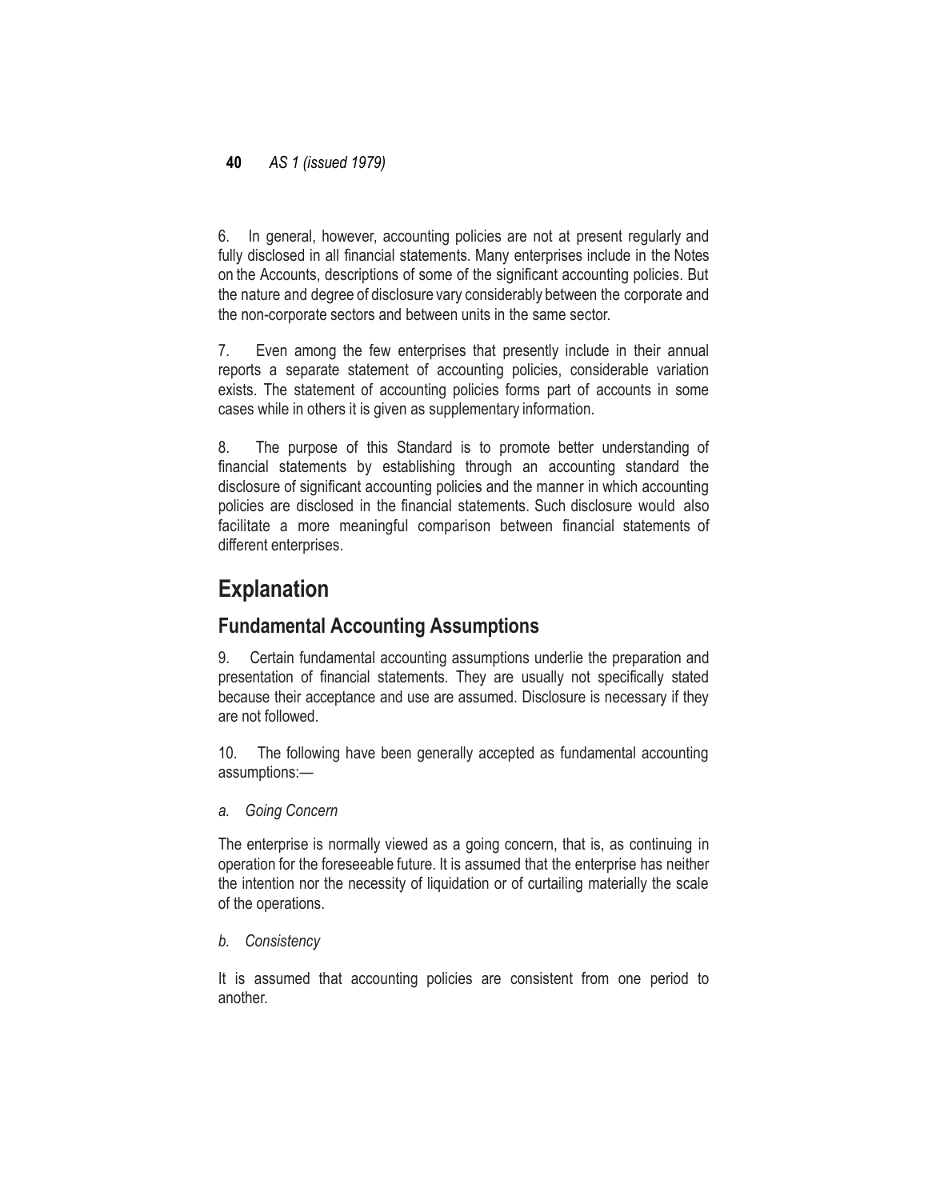6. In general, however, accounting policies are not at present regularly and fully disclosed in all financial statements. Many enterprises include in the Notes on the Accounts, descriptions of some of the significant accounting policies. But the nature and degree of disclosure vary considerably between the corporate and the non-corporate sectors and between units in the same sector.

7. Even among the few enterprises that presently include in their annual reports a separate statement of accounting policies, considerable variation exists. The statement of accounting policies forms part of accounts in some cases while in others it is given as supplementary information.

8. The purpose of this Standard is to promote better understanding of financial statements by establishing through an accounting standard the disclosure of significant accounting policies and the manner in which accounting policies are disclosed in the financial statements. Such disclosure would also facilitate a more meaningful comparison between financial statements of different enterprises.

# Explanation

## Fundamental Accounting Assumptions

9. Certain fundamental accounting assumptions underlie the preparation and presentation of financial statements. They are usually not specifically stated because their acceptance and use are assumed. Disclosure is necessary if they are not followed.

10. The following have been generally accepted as fundamental accounting assumptions:—

*a. Going Concern*

The enterprise is normally viewed as a going concern, that is, as continuing in operation for the foreseeable future. It is assumed that the enterprise has neither the intention nor the necessity of liquidation or of curtailing materially the scale of the operations.

*b. Consistency*

It is assumed that accounting policies are consistent from one period to another.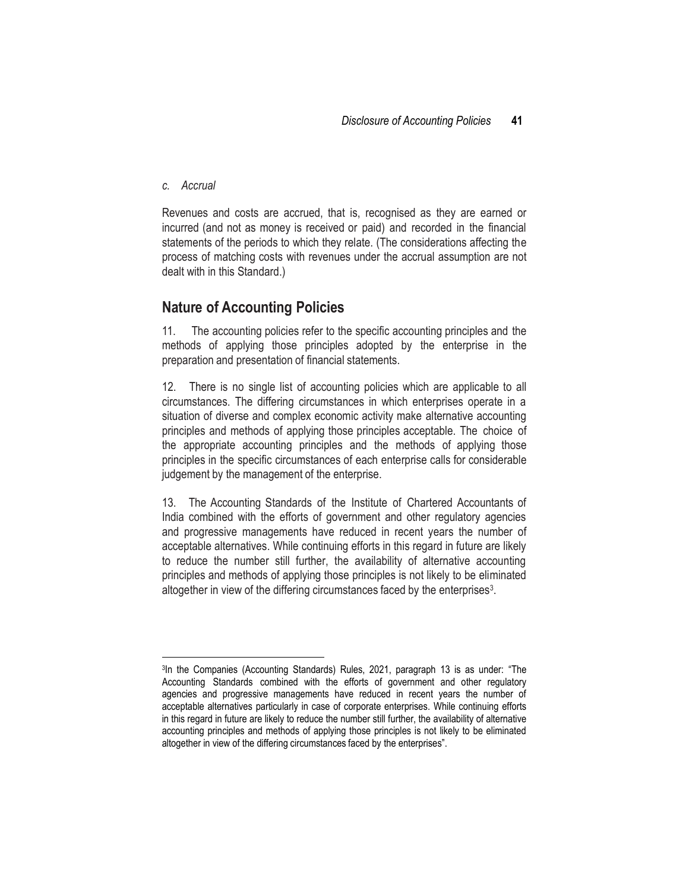*c. Accrual*

Revenues and costs are accrued, that is, recognised as they are earned or incurred (and not as money is received or paid) and recorded in the financial statements of the periods to which they relate. (The considerations affecting the process of matching costs with revenues under the accrual assumption are not dealt with in this Standard.)

## Nature of Accounting Policies

11. The accounting policies refer to the specific accounting principles and the methods of applying those principles adopted by the enterprise in the preparation and presentation of financial statements.

12. There is no single list of accounting policies which are applicable to all circumstances. The differing circumstances in which enterprises operate in a situation of diverse and complex economic activity make alternative accounting principles and methods of applying those principles acceptable. The choice of the appropriate accounting principles and the methods of applying those principles in the specific circumstances of each enterprise calls for considerable judgement by the management of the enterprise.

13. The Accounting Standards of the Institute of Chartered Accountants of India combined with the efforts of government and other regulatory agencies and progressive managements have reduced in recent years the number of acceptable alternatives. While continuing efforts in this regard in future are likely to reduce the number still further, the availability of alternative accounting principles and methods of applying those principles is not likely to be eliminated altogether in view of the differing circumstances faced by the enterprises[3].

---

[3] In the Companies (Accounting Standards) Rules, 2021, paragraph 13 is as under: "The Accounting Standards combined with the efforts of government and other regulatory agencies and progressive managements have reduced in recent years the number of acceptable alternatives particularly in case of corporate enterprises. While continuing efforts in this regard in future are likely to reduce the number still further, the availability of alternative accounting principles and methods of applying those principles is not likely to be eliminated altogether in view of the differing circumstances faced by the enterprises".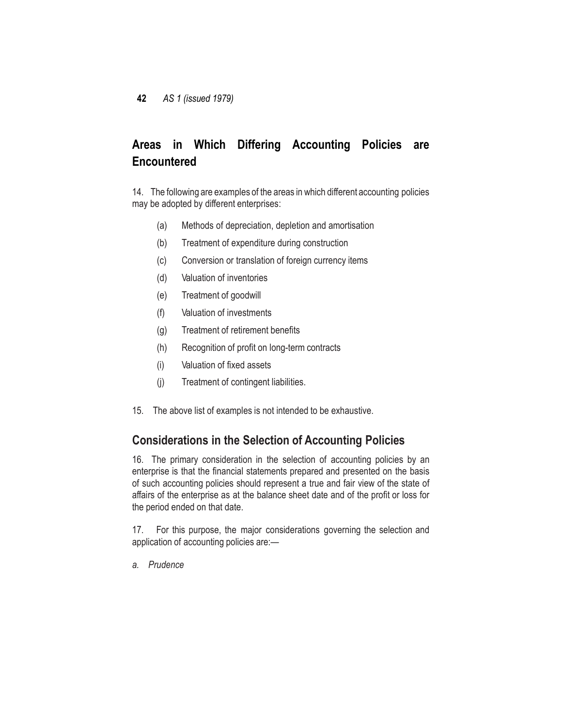## Areas in Which Differing Accounting Policies are Encountered

14. The following are examples of the areas in which different accounting policies may be adopted by different enterprises:

- (a) Methods of depreciation, depletion and amortisation
- (b) Treatment of expenditure during construction
- (c) Conversion or translation of foreign currency items
- (d) Valuation of inventories
- (e) Treatment of goodwill
- (f) Valuation of investments
- (g) Treatment of retirement benefits
- (h) Recognition of profit on long-term contracts
- (i) Valuation of fixed assets
- (j) Treatment of contingent liabilities.

15. The above list of examples is not intended to be exhaustive.

## Considerations in the Selection of Accounting Policies

16. The primary consideration in the selection of accounting policies by an enterprise is that the financial statements prepared and presented on the basis of such accounting policies should represent a true and fair view of the state of affairs of the enterprise as at the balance sheet date and of the profit or loss for the period ended on that date.

17. For this purpose, the major considerations governing the selection and application of accounting policies are:—

*a. Prudence*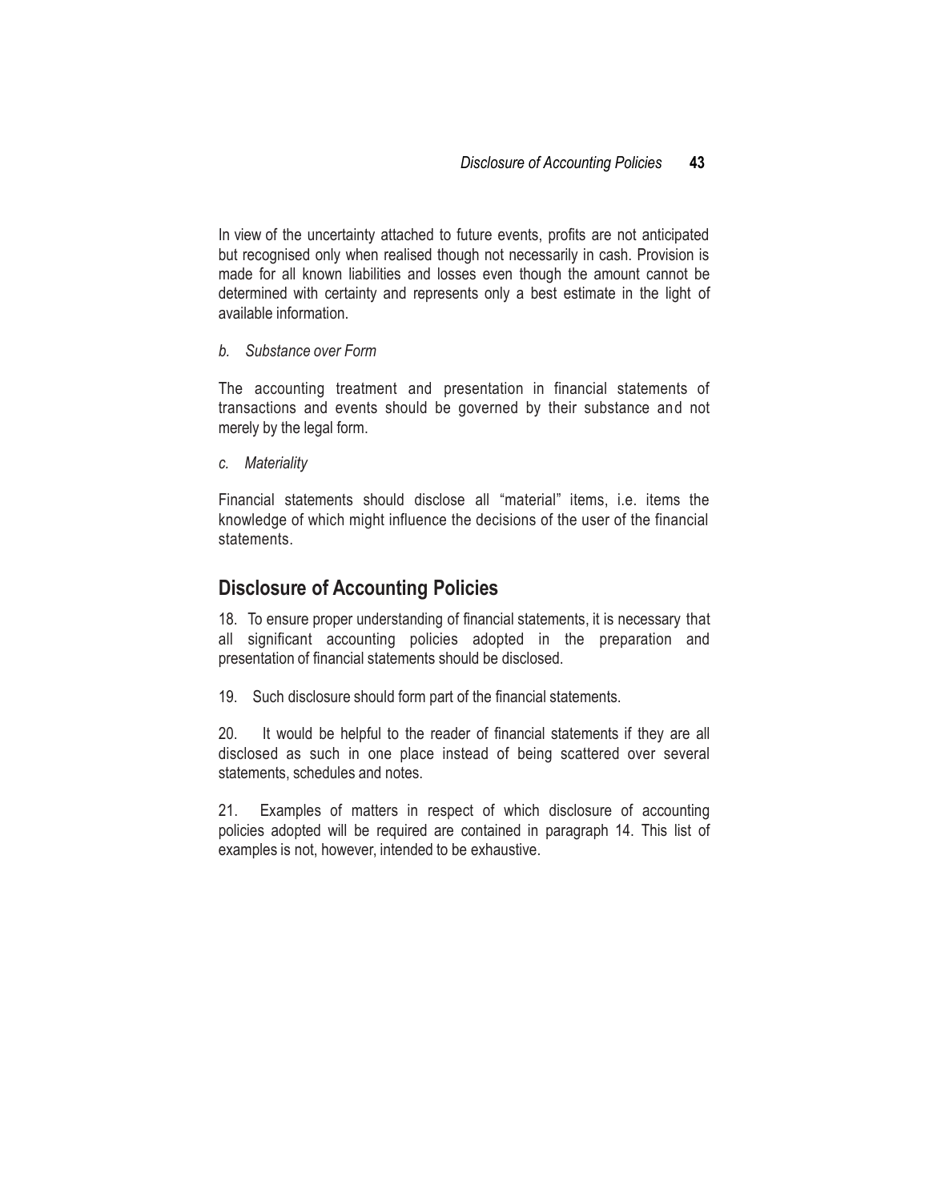In view of the uncertainty attached to future events, profits are not anticipated but recognised only when realised though not necessarily in cash. Provision is made for all known liabilities and losses even though the amount cannot be determined with certainty and represents only a best estimate in the light of available information.

*b. Substance over Form*

The accounting treatment and presentation in financial statements of transactions and events should be governed by their substance and not merely by the legal form.

*c. Materiality*

Financial statements should disclose all "material" items, i.e. items the knowledge of which might influence the decisions of the user of the financial statements.

## Disclosure of Accounting Policies

18. To ensure proper understanding of financial statements, it is necessary that all significant accounting policies adopted in the preparation and presentation of financial statements should be disclosed.

19. Such disclosure should form part of the financial statements.

20. It would be helpful to the reader of financial statements if they are all disclosed as such in one place instead of being scattered over several statements, schedules and notes.

21. Examples of matters in respect of which disclosure of accounting policies adopted will be required are contained in paragraph 14. This list of examples is not, however, intended to be exhaustive.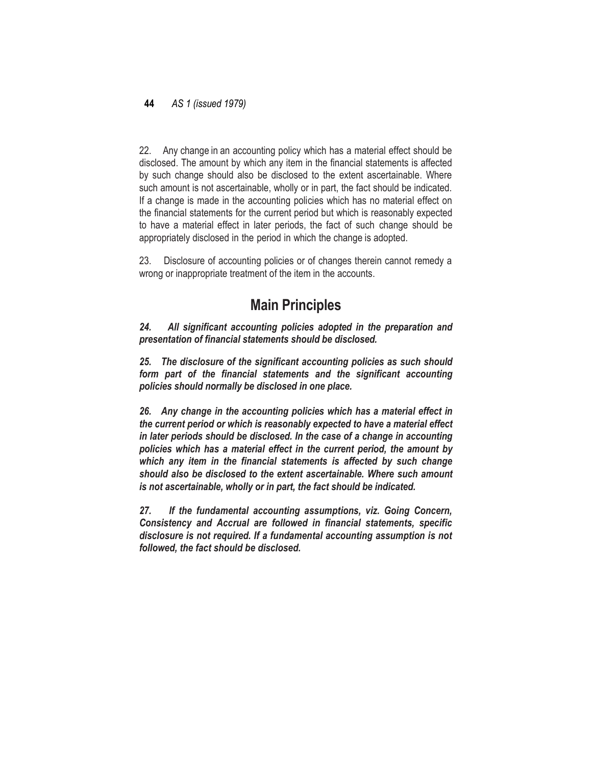22. Any change in an accounting policy which has a material effect should be disclosed. The amount by which any item in the financial statements is affected by such change should also be disclosed to the extent ascertainable. Where such amount is not ascertainable, wholly or in part, the fact should be indicated. If a change is made in the accounting policies which has no material effect on the financial statements for the current period but which is reasonably expected to have a material effect in later periods, the fact of such change should be appropriately disclosed in the period in which the change is adopted.

23. Disclosure of accounting policies or of changes therein cannot remedy a wrong or inappropriate treatment of the item in the accounts.

## Main Principles

***24. All significant accounting policies adopted in the preparation and presentation of financial statements should be disclosed.***

***25. The disclosure of the significant accounting policies as such should form part of the financial statements and the significant accounting policies should normally be disclosed in one place.***

***26. Any change in the accounting policies which has a material effect in the current period or which is reasonably expected to have a material effect in later periods should be disclosed. In the case of a change in accounting policies which has a material effect in the current period, the amount by which any item in the financial statements is affected by such change should also be disclosed to the extent ascertainable. Where such amount is not ascertainable, wholly or in part, the fact should be indicated.***

***27. If the fundamental accounting assumptions, viz. Going Concern, Consistency and Accrual are followed in financial statements, specific disclosure is not required. If a fundamental accounting assumption is not followed, the fact should be disclosed.***